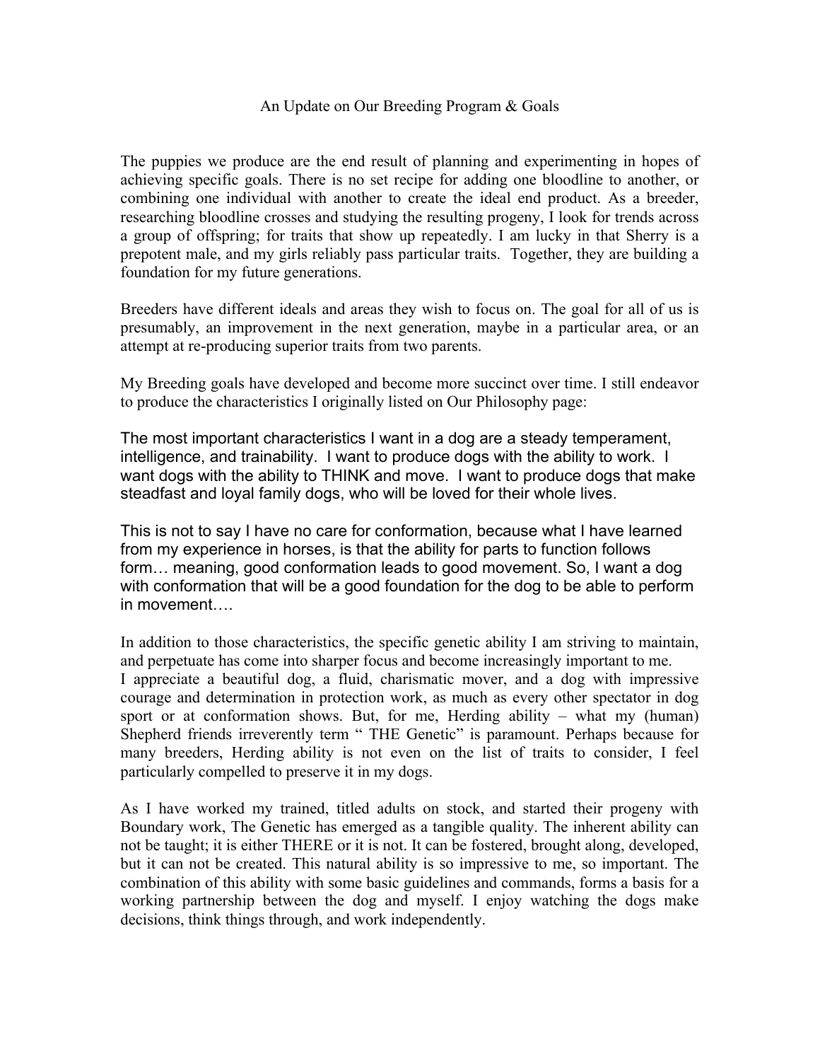# An Update on Our Breeding Program & Goals

The puppies we produce are the end result of planning and experimenting in hopes of achieving specific goals. There is no set recipe for adding one bloodline to another, or combining one individual with another to create the ideal end product. As a breeder, researching bloodline crosses and studying the resulting progeny, I look for trends across a group of offspring; for traits that show up repeatedly. I am lucky in that Sherry is a prepotent male, and my girls reliably pass particular traits. Together, they are building a foundation for my future generations.

Breeders have different ideals and areas they wish to focus on. The goal for all of us is presumably, an improvement in the next generation, maybe in a particular area, or an attempt at re-producing superior traits from two parents.

My Breeding goals have developed and become more succinct over time. I still endeavor to produce the characteristics I originally listed on Our Philosophy page:

The most important characteristics I want in a dog are a steady temperament, intelligence, and trainability. I want to produce dogs with the ability to work. I want dogs with the ability to THINK and move. I want to produce dogs that make steadfast and loyal family dogs, who will be loved for their whole lives.

This is not to say I have no care for conformation, because what I have learned from my experience in horses, is that the ability for parts to function follows form… meaning, good conformation leads to good movement. So, I want a dog with conformation that will be a good foundation for the dog to be able to perform in movement….

In addition to those characteristics, the specific genetic ability I am striving to maintain, and perpetuate has come into sharper focus and become increasingly important to me. I appreciate a beautiful dog, a fluid, charismatic mover, and a dog with impressive courage and determination in protection work, as much as every other spectator in dog sport or at conformation shows. But, for me, Herding ability – what my (human) Shepherd friends irreverently term " THE Genetic" is paramount. Perhaps because for many breeders, Herding ability is not even on the list of traits to consider, I feel particularly compelled to preserve it in my dogs.

As I have worked my trained, titled adults on stock, and started their progeny with Boundary work, The Genetic has emerged as a tangible quality. The inherent ability can not be taught; it is either THERE or it is not. It can be fostered, brought along, developed, but it can not be created. This natural ability is so impressive to me, so important. The combination of this ability with some basic guidelines and commands, forms a basis for a working partnership between the dog and myself. I enjoy watching the dogs make decisions, think things through, and work independently.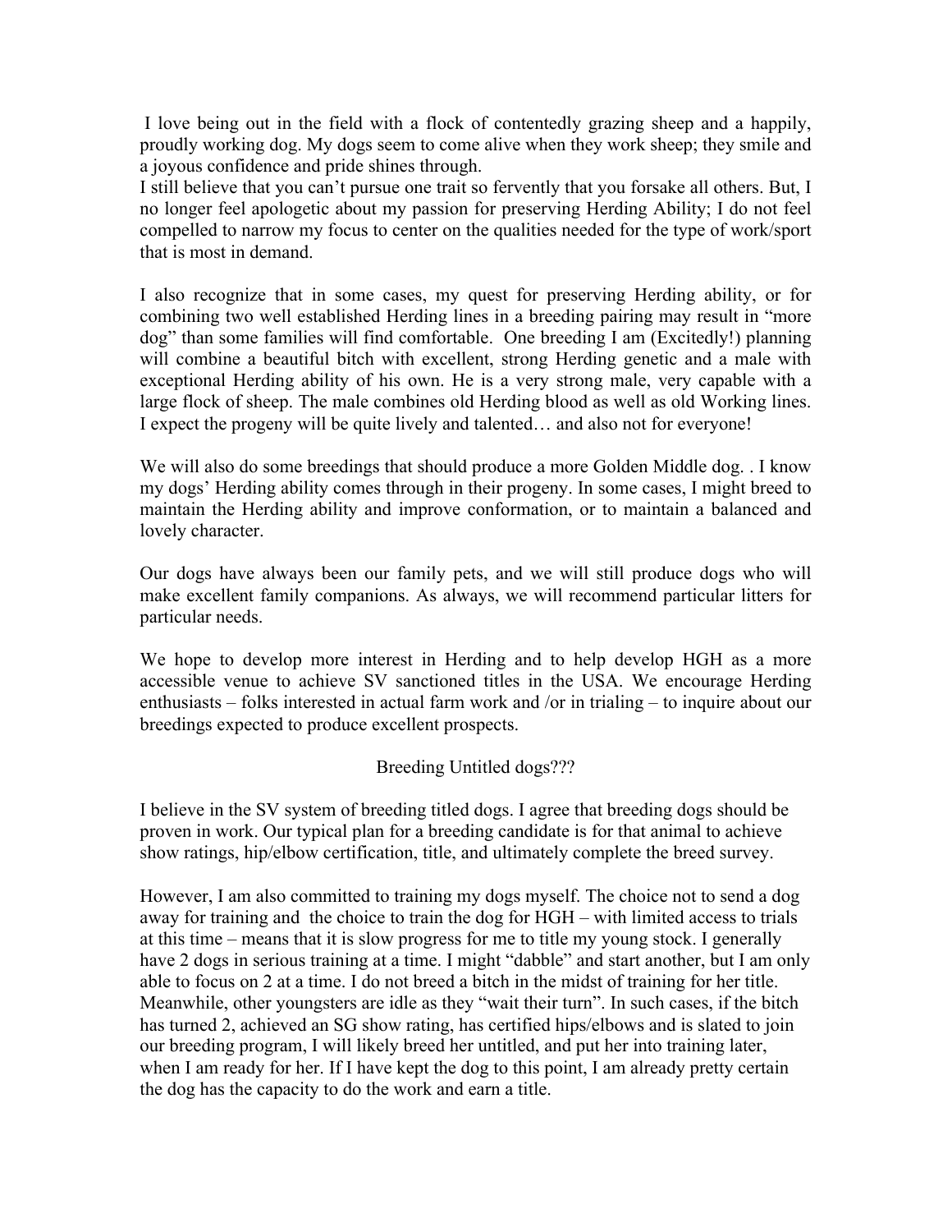I love being out in the field with a flock of contentedly grazing sheep and a happily, proudly working dog. My dogs seem to come alive when they work sheep; they smile and a joyous confidence and pride shines through.

I still believe that you can't pursue one trait so fervently that you forsake all others. But, I no longer feel apologetic about my passion for preserving Herding Ability; I do not feel compelled to narrow my focus to center on the qualities needed for the type of work/sport that is most in demand.

I also recognize that in some cases, my quest for preserving Herding ability, or for combining two well established Herding lines in a breeding pairing may result in "more dog" than some families will find comfortable. One breeding I am (Excitedly!) planning will combine a beautiful bitch with excellent, strong Herding genetic and a male with exceptional Herding ability of his own. He is a very strong male, very capable with a large flock of sheep. The male combines old Herding blood as well as old Working lines. I expect the progeny will be quite lively and talented… and also not for everyone!

We will also do some breedings that should produce a more Golden Middle dog. . I know my dogs' Herding ability comes through in their progeny. In some cases, I might breed to maintain the Herding ability and improve conformation, or to maintain a balanced and lovely character.

Our dogs have always been our family pets, and we will still produce dogs who will make excellent family companions. As always, we will recommend particular litters for particular needs.

We hope to develop more interest in Herding and to help develop HGH as a more accessible venue to achieve SV sanctioned titles in the USA. We encourage Herding enthusiasts – folks interested in actual farm work and /or in trialing – to inquire about our breedings expected to produce excellent prospects.

## Breeding Untitled dogs???

I believe in the SV system of breeding titled dogs. I agree that breeding dogs should be proven in work. Our typical plan for a breeding candidate is for that animal to achieve show ratings, hip/elbow certification, title, and ultimately complete the breed survey.

However, I am also committed to training my dogs myself. The choice not to send a dog away for training and the choice to train the dog for HGH – with limited access to trials at this time – means that it is slow progress for me to title my young stock. I generally have 2 dogs in serious training at a time. I might "dabble" and start another, but I am only able to focus on 2 at a time. I do not breed a bitch in the midst of training for her title. Meanwhile, other youngsters are idle as they "wait their turn". In such cases, if the bitch has turned 2, achieved an SG show rating, has certified hips/elbows and is slated to join our breeding program, I will likely breed her untitled, and put her into training later, when I am ready for her. If I have kept the dog to this point, I am already pretty certain the dog has the capacity to do the work and earn a title.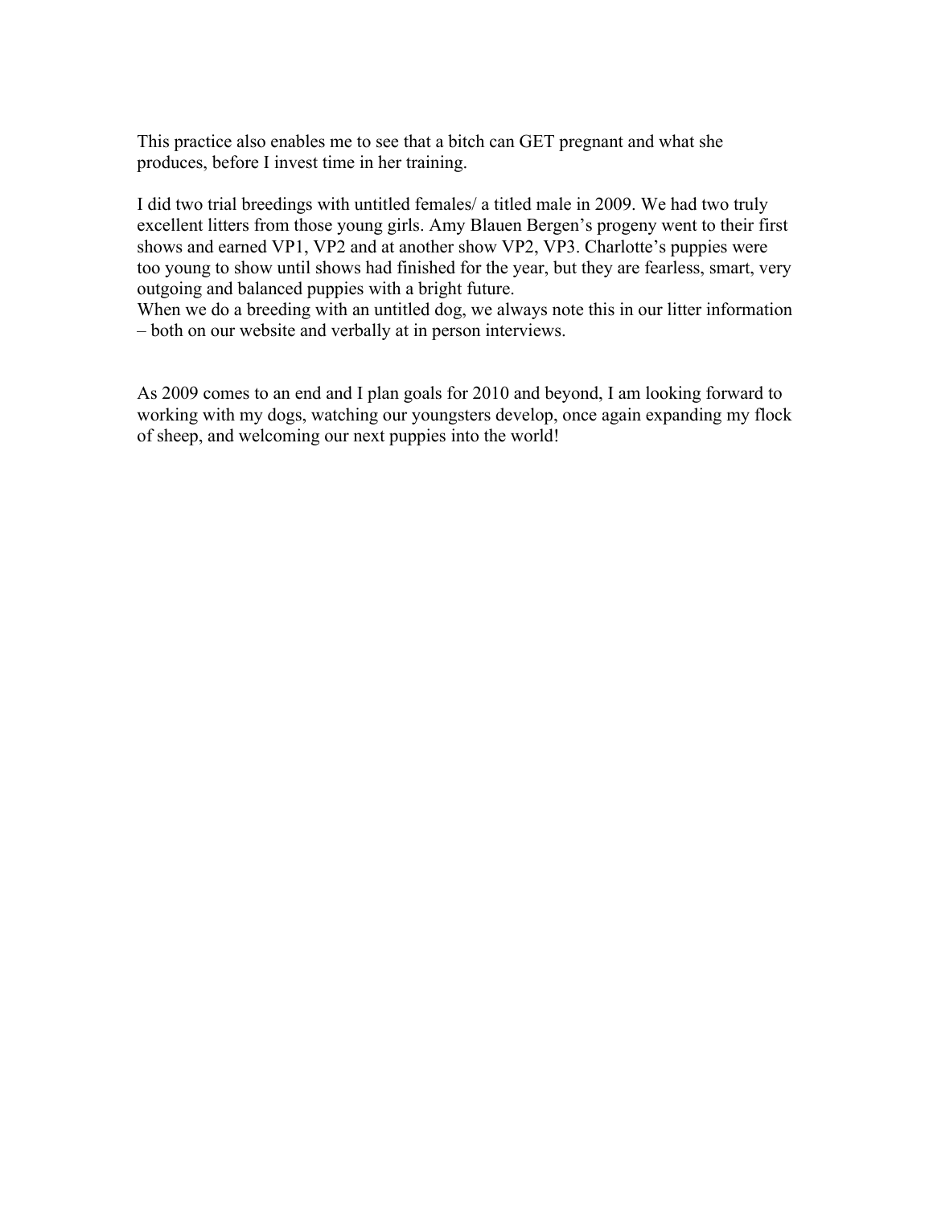This practice also enables me to see that a bitch can GET pregnant and what she produces, before I invest time in her training.

I did two trial breedings with untitled females/ a titled male in 2009. We had two truly excellent litters from those young girls. Amy Blauen Bergen's progeny went to their first shows and earned VP1, VP2 and at another show VP2, VP3. Charlotte's puppies were too young to show until shows had finished for the year, but they are fearless, smart, very outgoing and balanced puppies with a bright future.
When we do a breeding with an untitled dog, we always note this in our litter information – both on our website and verbally at in person interviews.

As 2009 comes to an end and I plan goals for 2010 and beyond, I am looking forward to working with my dogs, watching our youngsters develop, once again expanding my flock of sheep, and welcoming our next puppies into the world!